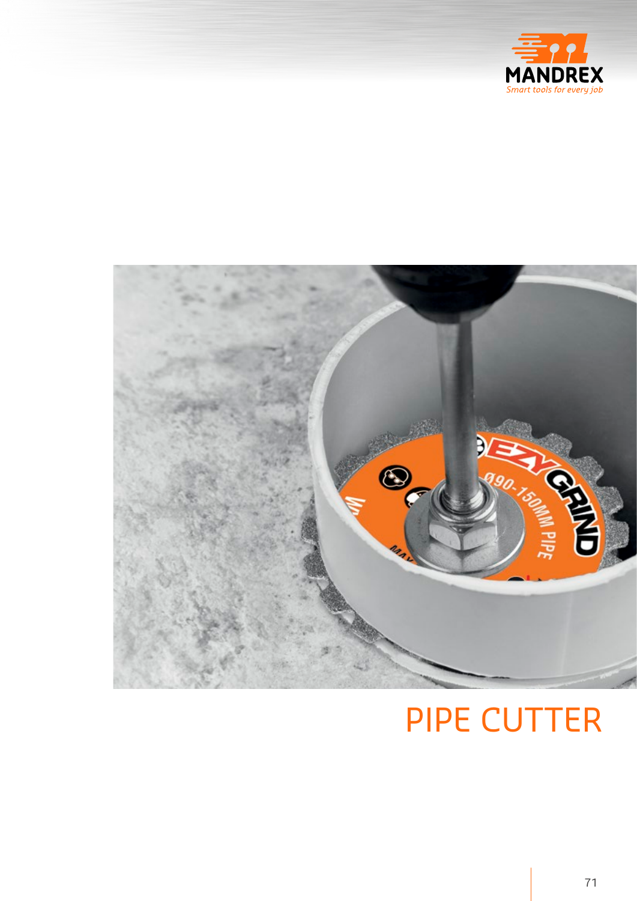# PIPE CUTTER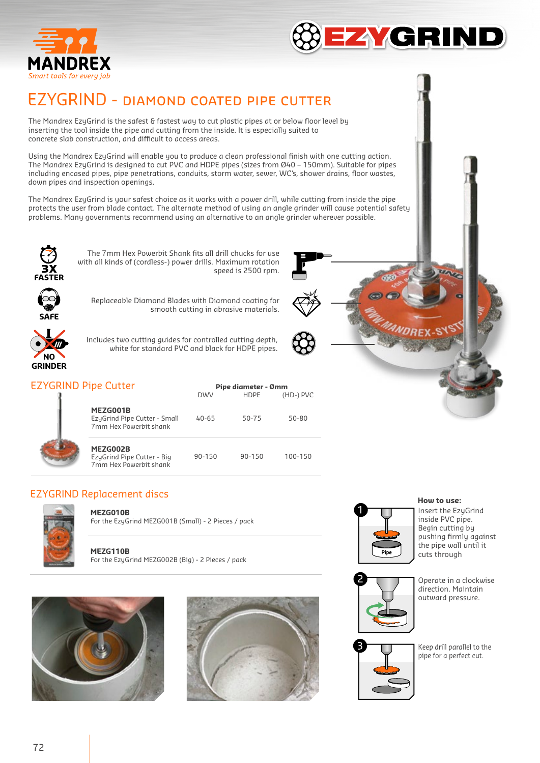MANDREX

*Smart tools for every job*

EZYGRIND

# EZYGRIND - DIAMOND COATED PIPE CUTTER

The Mandrex EzyGrind is the safest & fastest way to cut plastic pipes at or below floor level by inserting the tool inside the pipe and cutting from the inside. It is especially suited to concrete slab construction, and difficult to access areas.

Using the Mandrex EzyGrind will enable you to produce a clean professional finish with one cutting action. The Mandrex EzyGrind is designed to cut PVC and HDPE pipes (sizes from Ø40 – 150mm). Suitable for pipes including encased pipes, pipe penetrations, conduits, storm water, sewer, WC's, shower drains, floor wastes, down pipes and inspection openings.

The Mandrex EzyGrind is your safest choice as it works with a power drill, while cutting from inside the pipe protects the user from blade contact. The alternate method of using an angle grinder will cause potential safety problems. Many governments recommend using an alternative to an angle grinder wherever possible.

**3X FASTER**

**SAFE**

**NO GRINDER**

The 7mm Hex Powerbit Shank fits all drill chucks for use with all kinds of (cordless-) power drills. Maximum rotation speed is 2500 rpm.

Replaceable Diamond Blades with Diamond coating for smooth cutting in abrasive materials.

Includes two cutting guides for controlled cutting depth, white for standard PVC and black for HDPE pipes.

## EZYGRIND Pipe Cutter

| | Pipe diameter - Ømm | | |
|---|---|---|---|
| | DWV | HDPE | (HD-) PVC |
| **MEZG001B** EzyGrind Pipe Cutter - Small 7mm Hex Powerbit shank | 40-65 | 50-75 | 50-80 |
| **MEZG002B** EzyGrind Pipe Cutter - Big 7mm Hex Powerbit shank | 90-150 | 90-150 | 100-150 |

## EZYGRIND Replacement discs

**MEZG010B**
For the EzyGrind MEZG001B (Small) - 2 Pieces / pack

**MEZG110B**
For the EzyGrind MEZG002B (Big) - 2 Pieces / pack

**How to use:**

1. Insert the EzyGrind inside PVC pipe. Begin cutting by pushing firmly against the pipe wall until it cuts through
2. Operate in a clockwise direction. Maintain outward pressure.
3. Keep drill parallel to the pipe for a perfect cut.